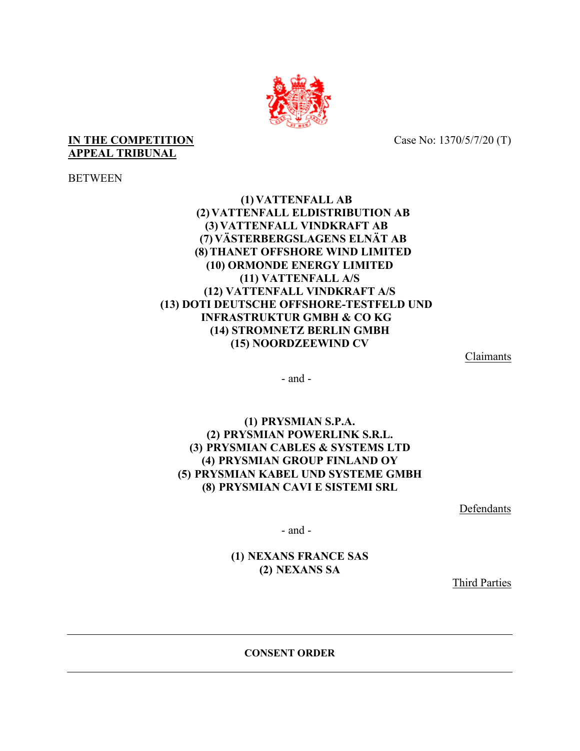**IN THE COMPETITION APPEAL TRIBUNAL**

Case No: 1370/5/7/20 (T)

BETWEEN

**(1) VATTENFALL AB**
**(2) VATTENFALL ELDISTRIBUTION AB**
**(3) VATTENFALL VINDKRAFT AB**
**(7) VÄSTERBERGSLAGENS ELNÄT AB**
**(8) THANET OFFSHORE WIND LIMITED**
**(10) ORMONDE ENERGY LIMITED**
**(11) VATTENFALL A/S**
**(12) VATTENFALL VINDKRAFT A/S**
**(13) DOTI DEUTSCHE OFFSHORE-TESTFELD UND INFRASTRUKTUR GMBH & CO KG**
**(14) STROMNETZ BERLIN GMBH**
**(15) NOORDZEEWIND CV**

Claimants

\- and -

**(1) PRYSMIAN S.P.A.**
**(2) PRYSMIAN POWERLINK S.R.L.**
**(3) PRYSMIAN CABLES & SYSTEMS LTD**
**(4) PRYSMIAN GROUP FINLAND OY**
**(5) PRYSMIAN KABEL UND SYSTEME GMBH**
**(8) PRYSMIAN CAVI E SISTEMI SRL**

Defendants

\- and -

**(1) NEXANS FRANCE SAS**
**(2) NEXANS SA**

Third Parties

---

**CONSENT ORDER**

---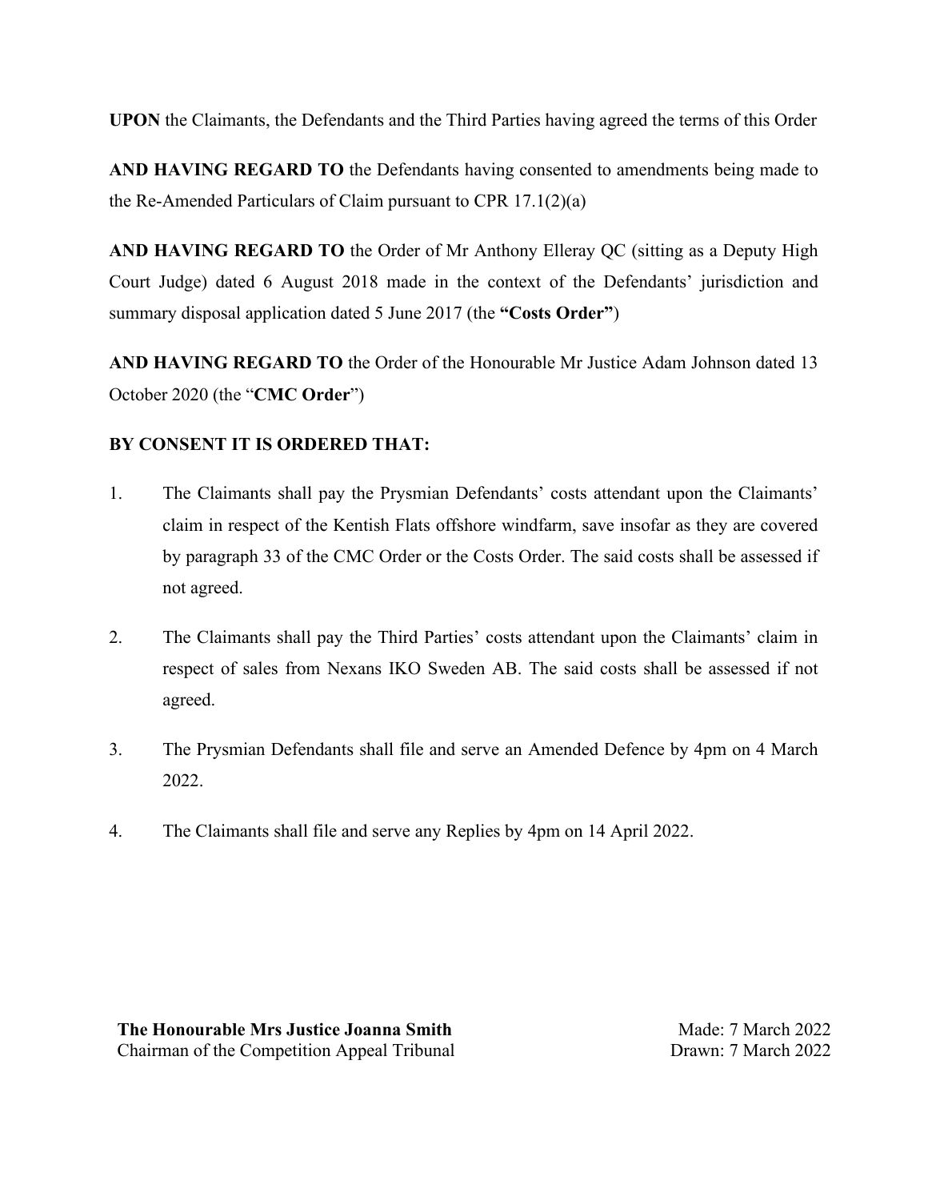**UPON** the Claimants, the Defendants and the Third Parties having agreed the terms of this Order

**AND HAVING REGARD TO** the Defendants having consented to amendments being made to the Re-Amended Particulars of Claim pursuant to CPR 17.1(2)(a)

**AND HAVING REGARD TO** the Order of Mr Anthony Elleray QC (sitting as a Deputy High Court Judge) dated 6 August 2018 made in the context of the Defendants' jurisdiction and summary disposal application dated 5 June 2017 (the **"Costs Order"**)

**AND HAVING REGARD TO** the Order of the Honourable Mr Justice Adam Johnson dated 13 October 2020 (the "**CMC Order**")

**BY CONSENT IT IS ORDERED THAT:**

1. The Claimants shall pay the Prysmian Defendants' costs attendant upon the Claimants' claim in respect of the Kentish Flats offshore windfarm, save insofar as they are covered by paragraph 33 of the CMC Order or the Costs Order. The said costs shall be assessed if not agreed.

2. The Claimants shall pay the Third Parties' costs attendant upon the Claimants' claim in respect of sales from Nexans IKO Sweden AB. The said costs shall be assessed if not agreed.

3. The Prysmian Defendants shall file and serve an Amended Defence by 4pm on 4 March 2022.

4. The Claimants shall file and serve any Replies by 4pm on 14 April 2022.

**The Honourable Mrs Justice Joanna Smith**
Chairman of the Competition Appeal Tribunal

Made: 7 March 2022
Drawn: 7 March 2022